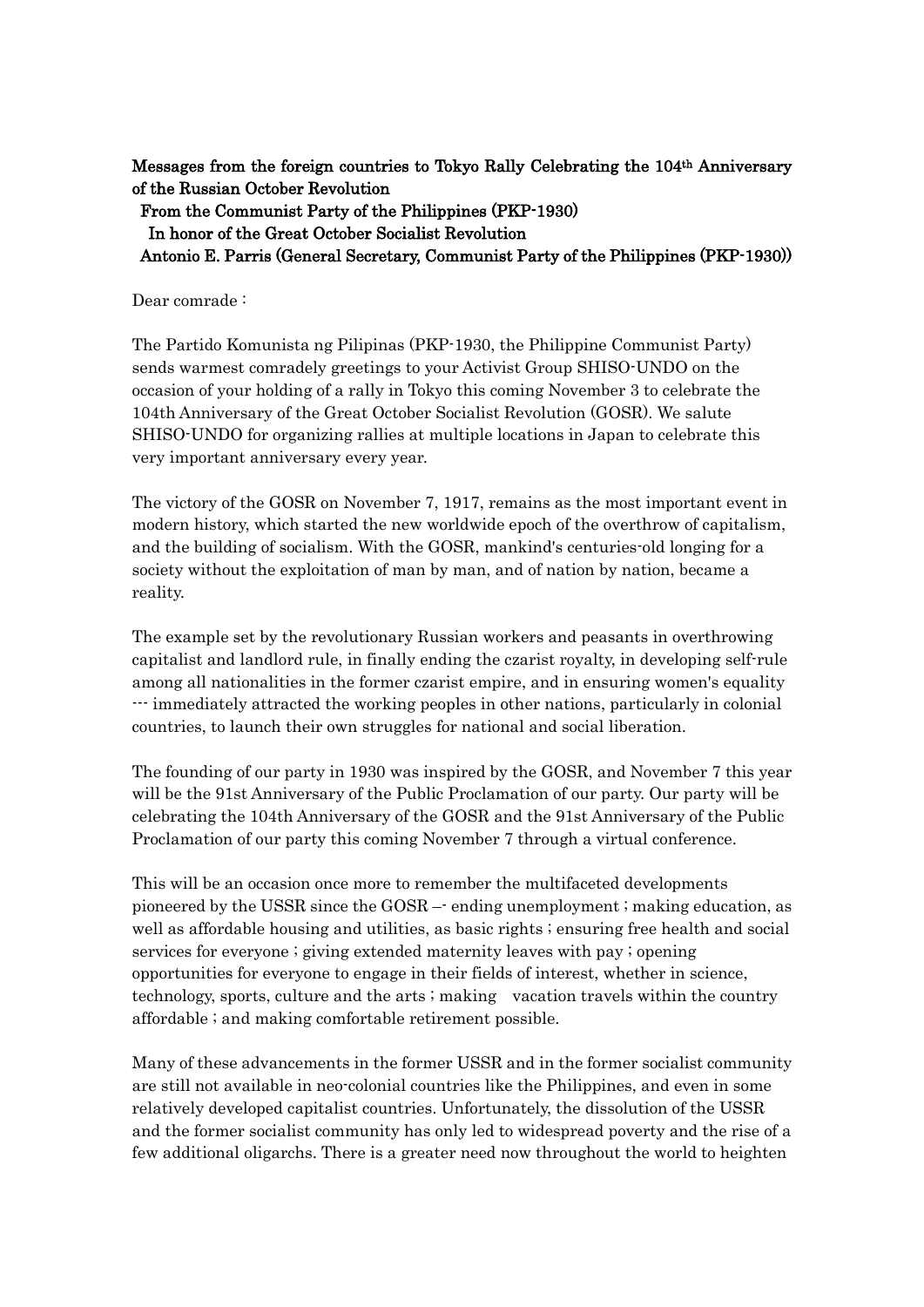**Messages from the foreign countries to Tokyo Rally Celebrating the 104th Anniversary of the Russian October Revolution**

**From the Communist Party of the Philippines (PKP-1930)**

**In honor of the Great October Socialist Revolution**

**Antonio E. Parris (General Secretary, Communist Party of the Philippines (PKP-1930))**

Dear comrade :

The Partido Komunista ng Pilipinas (PKP-1930, the Philippine Communist Party) sends warmest comradely greetings to your Activist Group SHISO-UNDO on the occasion of your holding of a rally in Tokyo this coming November 3 to celebrate the 104th Anniversary of the Great October Socialist Revolution (GOSR). We salute SHISO-UNDO for organizing rallies at multiple locations in Japan to celebrate this very important anniversary every year.

The victory of the GOSR on November 7, 1917, remains as the most important event in modern history, which started the new worldwide epoch of the overthrow of capitalism, and the building of socialism. With the GOSR, mankind's centuries-old longing for a society without the exploitation of man by man, and of nation by nation, became a reality.

The example set by the revolutionary Russian workers and peasants in overthrowing capitalist and landlord rule, in finally ending the czarist royalty, in developing self-rule among all nationalities in the former czarist empire, and in ensuring women's equality --- immediately attracted the working peoples in other nations, particularly in colonial countries, to launch their own struggles for national and social liberation.

The founding of our party in 1930 was inspired by the GOSR, and November 7 this year will be the 91st Anniversary of the Public Proclamation of our party. Our party will be celebrating the 104th Anniversary of the GOSR and the 91st Anniversary of the Public Proclamation of our party this coming November 7 through a virtual conference.

This will be an occasion once more to remember the multifaceted developments pioneered by the USSR since the GOSR –- ending unemployment ; making education, as well as affordable housing and utilities, as basic rights ; ensuring free health and social services for everyone ; giving extended maternity leaves with pay ; opening opportunities for everyone to engage in their fields of interest, whether in science, technology, sports, culture and the arts ; making vacation travels within the country affordable ; and making comfortable retirement possible.

Many of these advancements in the former USSR and in the former socialist community are still not available in neo-colonial countries like the Philippines, and even in some relatively developed capitalist countries. Unfortunately, the dissolution of the USSR and the former socialist community has only led to widespread poverty and the rise of a few additional oligarchs. There is a greater need now throughout the world to heighten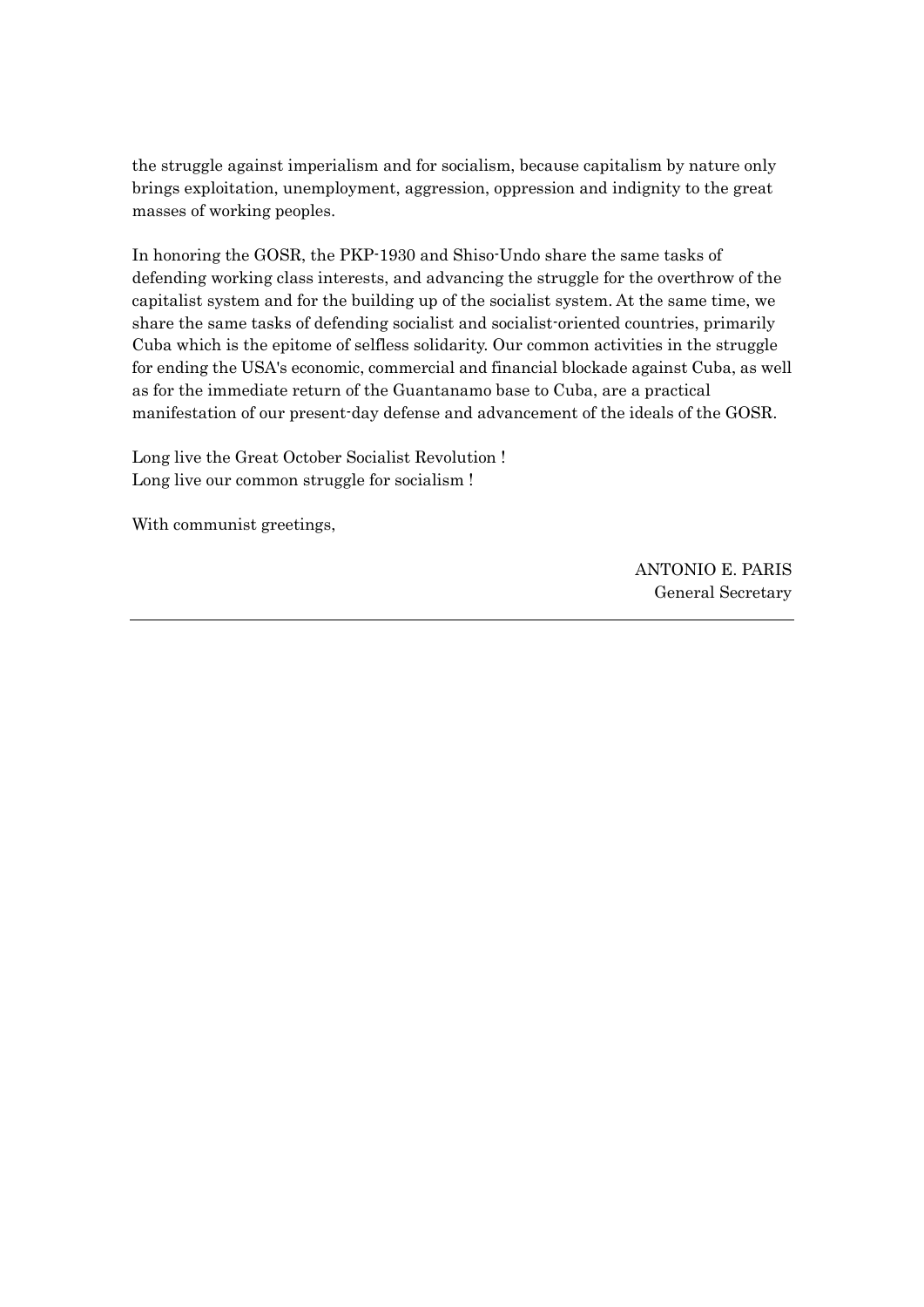the struggle against imperialism and for socialism, because capitalism by nature only brings exploitation, unemployment, aggression, oppression and indignity to the great masses of working peoples.

In honoring the GOSR, the PKP-1930 and Shiso-Undo share the same tasks of defending working class interests, and advancing the struggle for the overthrow of the capitalist system and for the building up of the socialist system. At the same time, we share the same tasks of defending socialist and socialist-oriented countries, primarily Cuba which is the epitome of selfless solidarity. Our common activities in the struggle for ending the USA's economic, commercial and financial blockade against Cuba, as well as for the immediate return of the Guantanamo base to Cuba, are a practical manifestation of our present-day defense and advancement of the ideals of the GOSR.

Long live the Great October Socialist Revolution !
Long live our common struggle for socialism !

With communist greetings,

ANTONIO E. PARIS
General Secretary

---